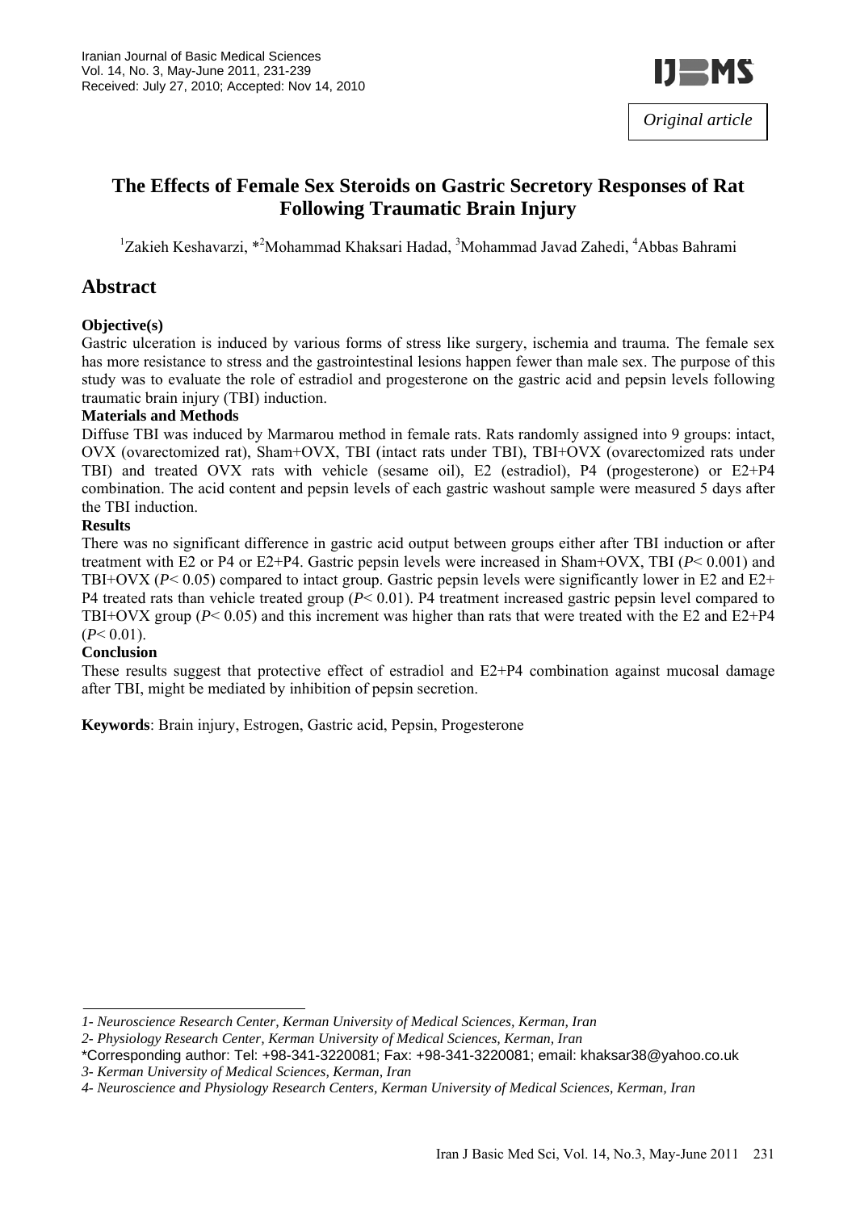Original article

# The Effects of Female Sex Steroids on Gastric Secretory Responses of Rat Following Traumatic Brain Injury

[1]Zakieh Keshavarzi, *[2]Mohammad Khaksari Hadad, [3]Mohammad Javad Zahedi, [4]Abbas Bahrami

## Abstract

**Objective(s)**

Gastric ulceration is induced by various forms of stress like surgery, ischemia and trauma. The female sex has more resistance to stress and the gastrointestinal lesions happen fewer than male sex. The purpose of this study was to evaluate the role of estradiol and progesterone on the gastric acid and pepsin levels following traumatic brain injury (TBI) induction.

**Materials and Methods**

Diffuse TBI was induced by Marmarou method in female rats. Rats randomly assigned into 9 groups: intact, OVX (ovarectomized rat), Sham+OVX, TBI (intact rats under TBI), TBI+OVX (ovarectomized rats under TBI) and treated OVX rats with vehicle (sesame oil), E2 (estradiol), P4 (progesterone) or E2+P4 combination. The acid content and pepsin levels of each gastric washout sample were measured 5 days after the TBI induction.

**Results**

There was no significant difference in gastric acid output between groups either after TBI induction or after treatment with E2 or P4 or E2+P4. Gastric pepsin levels were increased in Sham+OVX, TBI (*P*< 0.001) and TBI+OVX (*P*< 0.05) compared to intact group. Gastric pepsin levels were significantly lower in E2 and E2+ P4 treated rats than vehicle treated group (*P*< 0.01). P4 treatment increased gastric pepsin level compared to TBI+OVX group (*P*< 0.05) and this increment was higher than rats that were treated with the E2 and E2+P4 (*P*< 0.01).

**Conclusion**

These results suggest that protective effect of estradiol and E2+P4 combination against mucosal damage after TBI, might be mediated by inhibition of pepsin secretion.

**Keywords**: Brain injury, Estrogen, Gastric acid, Pepsin, Progesterone

---

*1- Neuroscience Research Center, Kerman University of Medical Sciences, Kerman, Iran*

*2- Physiology Research Center, Kerman University of Medical Sciences, Kerman, Iran*

\*Corresponding author: Tel: +98-341-3220081; Fax: +98-341-3220081; email: khaksar38@yahoo.co.uk

*3- Kerman University of Medical Sciences, Kerman, Iran*

*4- Neuroscience and Physiology Research Centers, Kerman University of Medical Sciences, Kerman, Iran*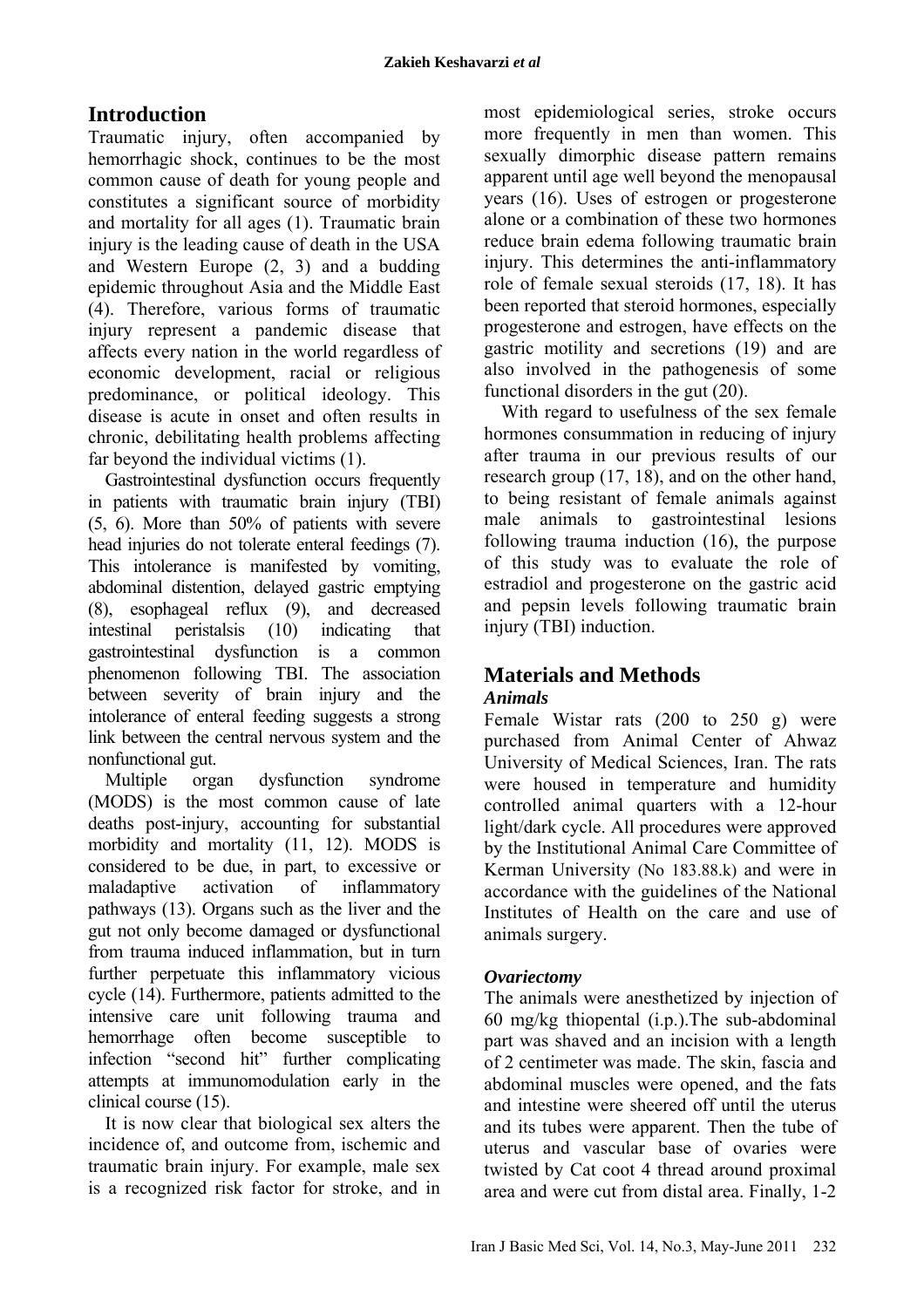## Introduction

Traumatic injury, often accompanied by hemorrhagic shock, continues to be the most common cause of death for young people and constitutes a significant source of morbidity and mortality for all ages (1). Traumatic brain injury is the leading cause of death in the USA and Western Europe (2, 3) and a budding epidemic throughout Asia and the Middle East (4). Therefore, various forms of traumatic injury represent a pandemic disease that affects every nation in the world regardless of economic development, racial or religious predominance, or political ideology. This disease is acute in onset and often results in chronic, debilitating health problems affecting far beyond the individual victims (1).

Gastrointestinal dysfunction occurs frequently in patients with traumatic brain injury (TBI) (5, 6). More than 50% of patients with severe head injuries do not tolerate enteral feedings (7). This intolerance is manifested by vomiting, abdominal distention, delayed gastric emptying (8), esophageal reflux (9), and decreased intestinal peristalsis (10) indicating that gastrointestinal dysfunction is a common phenomenon following TBI. The association between severity of brain injury and the intolerance of enteral feeding suggests a strong link between the central nervous system and the nonfunctional gut.

Multiple organ dysfunction syndrome (MODS) is the most common cause of late deaths post-injury, accounting for substantial morbidity and mortality (11, 12). MODS is considered to be due, in part, to excessive or maladaptive activation of inflammatory pathways (13). Organs such as the liver and the gut not only become damaged or dysfunctional from trauma induced inflammation, but in turn further perpetuate this inflammatory vicious cycle (14). Furthermore, patients admitted to the intensive care unit following trauma and hemorrhage often become susceptible to infection "second hit" further complicating attempts at immunomodulation early in the clinical course (15).

It is now clear that biological sex alters the incidence of, and outcome from, ischemic and traumatic brain injury. For example, male sex is a recognized risk factor for stroke, and in most epidemiological series, stroke occurs more frequently in men than women. This sexually dimorphic disease pattern remains apparent until age well beyond the menopausal years (16). Uses of estrogen or progesterone alone or a combination of these two hormones reduce brain edema following traumatic brain injury. This determines the anti-inflammatory role of female sexual steroids (17, 18). It has been reported that steroid hormones, especially progesterone and estrogen, have effects on the gastric motility and secretions (19) and are also involved in the pathogenesis of some functional disorders in the gut (20).

With regard to usefulness of the sex female hormones consummation in reducing of injury after trauma in our previous results of our research group (17, 18), and on the other hand, to being resistant of female animals against male animals to gastrointestinal lesions following trauma induction (16), the purpose of this study was to evaluate the role of estradiol and progesterone on the gastric acid and pepsin levels following traumatic brain injury (TBI) induction.

## Materials and Methods

### *Animals*

Female Wistar rats (200 to 250 g) were purchased from Animal Center of Ahwaz University of Medical Sciences, Iran. The rats were housed in temperature and humidity controlled animal quarters with a 12-hour light/dark cycle. All procedures were approved by the Institutional Animal Care Committee of Kerman University (No 183.88.k) and were in accordance with the guidelines of the National Institutes of Health on the care and use of animals surgery.

### *Ovariectomy*

The animals were anesthetized by injection of 60 mg/kg thiopental (i.p.).The sub-abdominal part was shaved and an incision with a length of 2 centimeter was made. The skin, fascia and abdominal muscles were opened, and the fats and intestine were sheered off until the uterus and its tubes were apparent. Then the tube of uterus and vascular base of ovaries were twisted by Cat coot 4 thread around proximal area and were cut from distal area. Finally, 1-2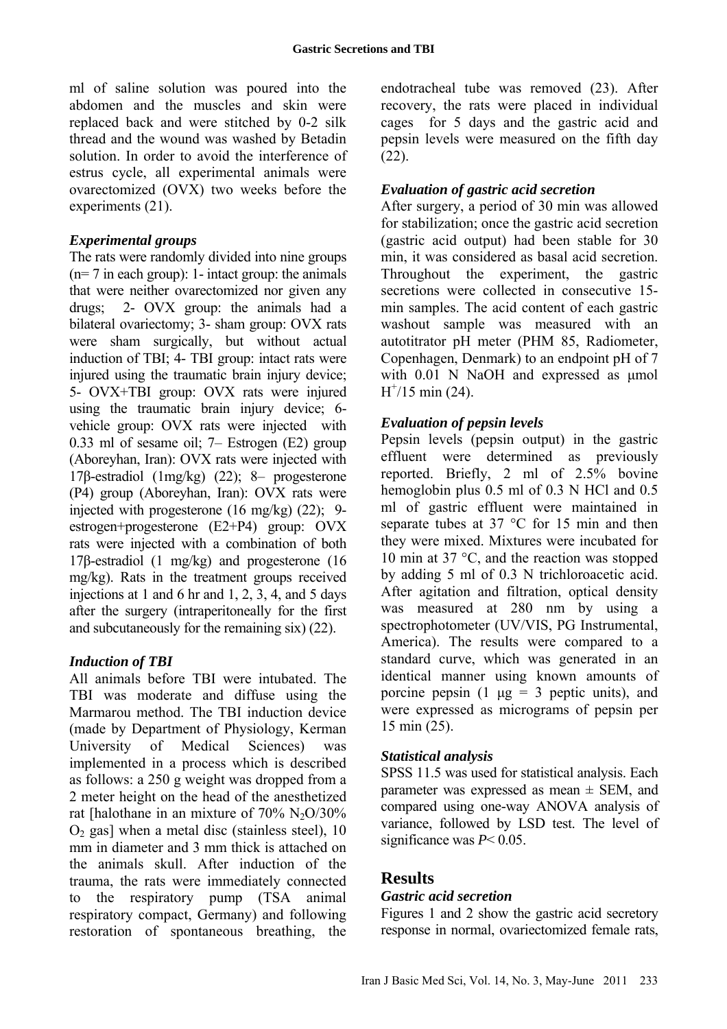ml of saline solution was poured into the abdomen and the muscles and skin were replaced back and were stitched by 0-2 silk thread and the wound was washed by Betadin solution. In order to avoid the interference of estrus cycle, all experimental animals were ovarectomized (OVX) two weeks before the experiments (21).

### *Experimental groups*

The rats were randomly divided into nine groups (n= 7 in each group): 1- intact group: the animals that were neither ovarectomized nor given any drugs; 2- OVX group: the animals had a bilateral ovariectomy; 3- sham group: OVX rats were sham surgically, but without actual induction of TBI; 4- TBI group: intact rats were injured using the traumatic brain injury device; 5- OVX+TBI group: OVX rats were injured using the traumatic brain injury device; 6- vehicle group: OVX rats were injected with 0.33 ml of sesame oil; 7– Estrogen (E2) group (Aboreyhan, Iran): OVX rats were injected with 17β-estradiol (1mg/kg) (22); 8– progesterone (P4) group (Aboreyhan, Iran): OVX rats were injected with progesterone (16 mg/kg) (22); 9- estrogen+progesterone (E2+P4) group: OVX rats were injected with a combination of both 17β-estradiol (1 mg/kg) and progesterone (16 mg/kg). Rats in the treatment groups received injections at 1 and 6 hr and 1, 2, 3, 4, and 5 days after the surgery (intraperitoneally for the first and subcutaneously for the remaining six) (22).

### *Induction of TBI*

All animals before TBI were intubated. The TBI was moderate and diffuse using the Marmarou method. The TBI induction device (made by Department of Physiology, Kerman University of Medical Sciences) was implemented in a process which is described as follows: a 250 g weight was dropped from a 2 meter height on the head of the anesthetized rat [halothane in an mixture of 70% $N_2O$/30% $O_2$ gas] when a metal disc (stainless steel), 10 mm in diameter and 3 mm thick is attached on the animals skull. After induction of the trauma, the rats were immediately connected to the respiratory pump (TSA animal respiratory compact, Germany) and following restoration of spontaneous breathing, the endotracheal tube was removed (23). After recovery, the rats were placed in individual cages for 5 days and the gastric acid and pepsin levels were measured on the fifth day (22).

### *Evaluation of gastric acid secretion*

After surgery, a period of 30 min was allowed for stabilization; once the gastric acid secretion (gastric acid output) had been stable for 30 min, it was considered as basal acid secretion. Throughout the experiment, the gastric secretions were collected in consecutive 15-min samples. The acid content of each gastric washout sample was measured with an autotitrator pH meter (PHM 85, Radiometer, Copenhagen, Denmark) to an endpoint pH of 7 with 0.01 N NaOH and expressed as μmol $H^+$/15 min (24).

### *Evaluation of pepsin levels*

Pepsin levels (pepsin output) in the gastric effluent were determined as previously reported. Briefly, 2 ml of 2.5% bovine hemoglobin plus 0.5 ml of 0.3 N HCl and 0.5 ml of gastric effluent were maintained in separate tubes at 37 °C for 15 min and then they were mixed. Mixtures were incubated for 10 min at 37 °C, and the reaction was stopped by adding 5 ml of 0.3 N trichloroacetic acid. After agitation and filtration, optical density was measured at 280 nm by using a spectrophotometer (UV/VIS, PG Instrumental, America). The results were compared to a standard curve, which was generated in an identical manner using known amounts of porcine pepsin (1 μg = 3 peptic units), and were expressed as micrograms of pepsin per 15 min (25).

### *Statistical analysis*

SPSS 11.5 was used for statistical analysis. Each parameter was expressed as mean ± SEM, and compared using one-way ANOVA analysis of variance, followed by LSD test. The level of significance was $P< 0.05$.

## Results

### *Gastric acid secretion*

Figures 1 and 2 show the gastric acid secretory response in normal, ovarectomized female rats,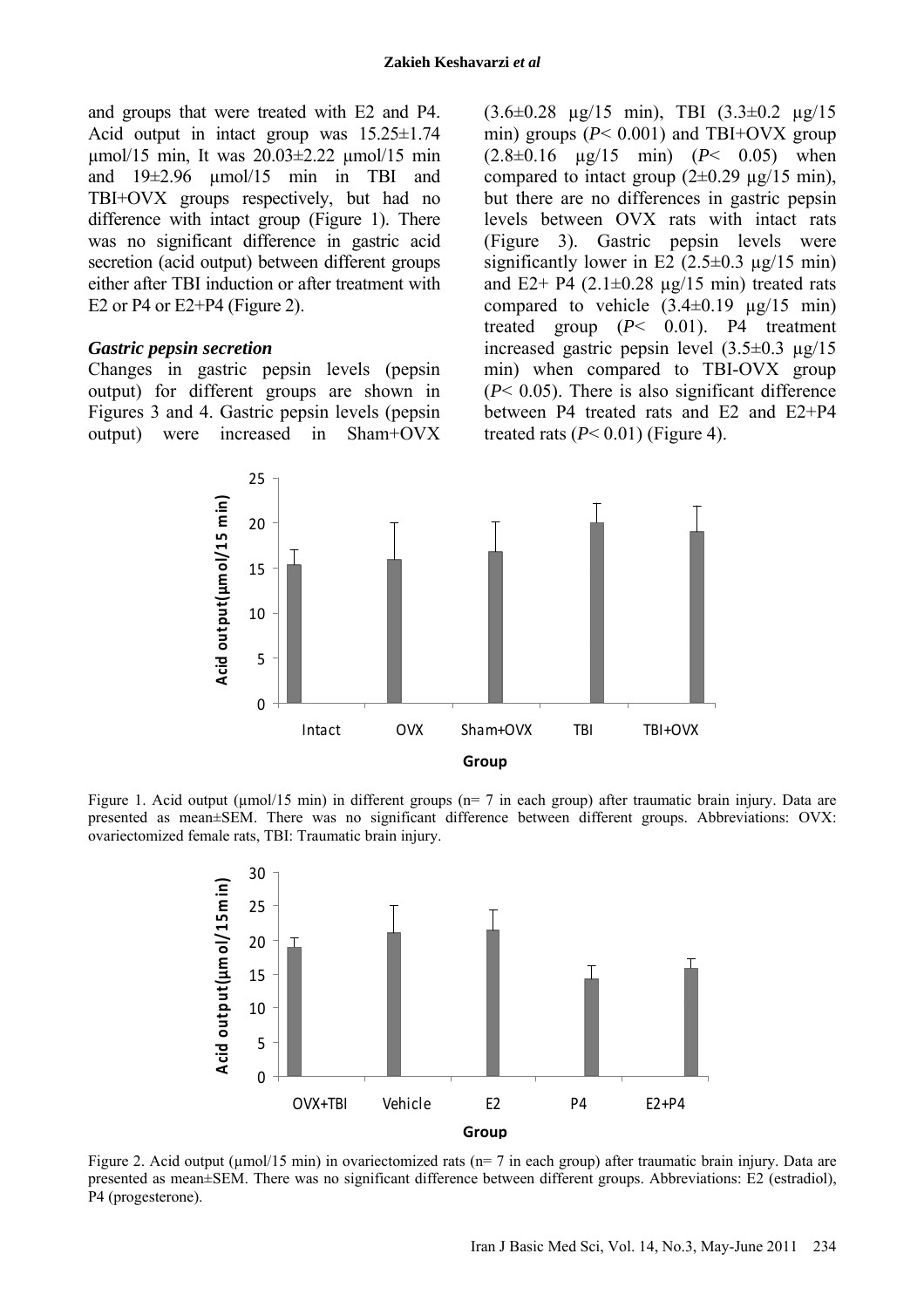and groups that were treated with E2 and P4. Acid output in intact group was 15.25±1.74 μmol/15 min, It was 20.03±2.22 μmol/15 min and 19±2.96 μmol/15 min in TBI and TBI+OVX groups respectively, but had no difference with intact group (Figure 1). There was no significant difference in gastric acid secretion (acid output) between different groups either after TBI induction or after treatment with E2 or P4 or E2+P4 (Figure 2).

### *Gastric pepsin secretion*

Changes in gastric pepsin levels (pepsin output) for different groups are shown in Figures 3 and 4. Gastric pepsin levels (pepsin output) were increased in Sham+OVX (3.6±0.28 μg/15 min), TBI (3.3±0.2 μg/15 min) groups ($P< 0.001$) and TBI+OVX group (2.8±0.16 μg/15 min) ($P< 0.05$) when compared to intact group (2±0.29 μg/15 min), but there are no differences in gastric pepsin levels between OVX rats with intact rats (Figure 3). Gastric pepsin levels were significantly lower in E2 (2.5±0.3 μg/15 min) and E2+ P4 (2.1±0.28 μg/15 min) treated rats compared to vehicle (3.4±0.19 μg/15 min) treated group ($P< 0.01$). P4 treatment increased gastric pepsin level (3.5±0.3 μg/15 min) when compared to TBI-OVX group ($P< 0.05$). There is also significant difference between P4 treated rats and E2 and E2+P4 treated rats ($P< 0.01$) (Figure 4).

Figure 1. Acid output (μmol/15 min) in different groups (n= 7 in each group) after traumatic brain injury. Data are presented as mean±SEM. There was no significant difference between different groups. Abbreviations: OVX: ovariectomized female rats, TBI: Traumatic brain injury.

Figure 2. Acid output (μmol/15 min) in ovariectomized rats (n= 7 in each group) after traumatic brain injury. Data are presented as mean±SEM. There was no significant difference between different groups. Abbreviations: E2 (estradiol), P4 (progesterone).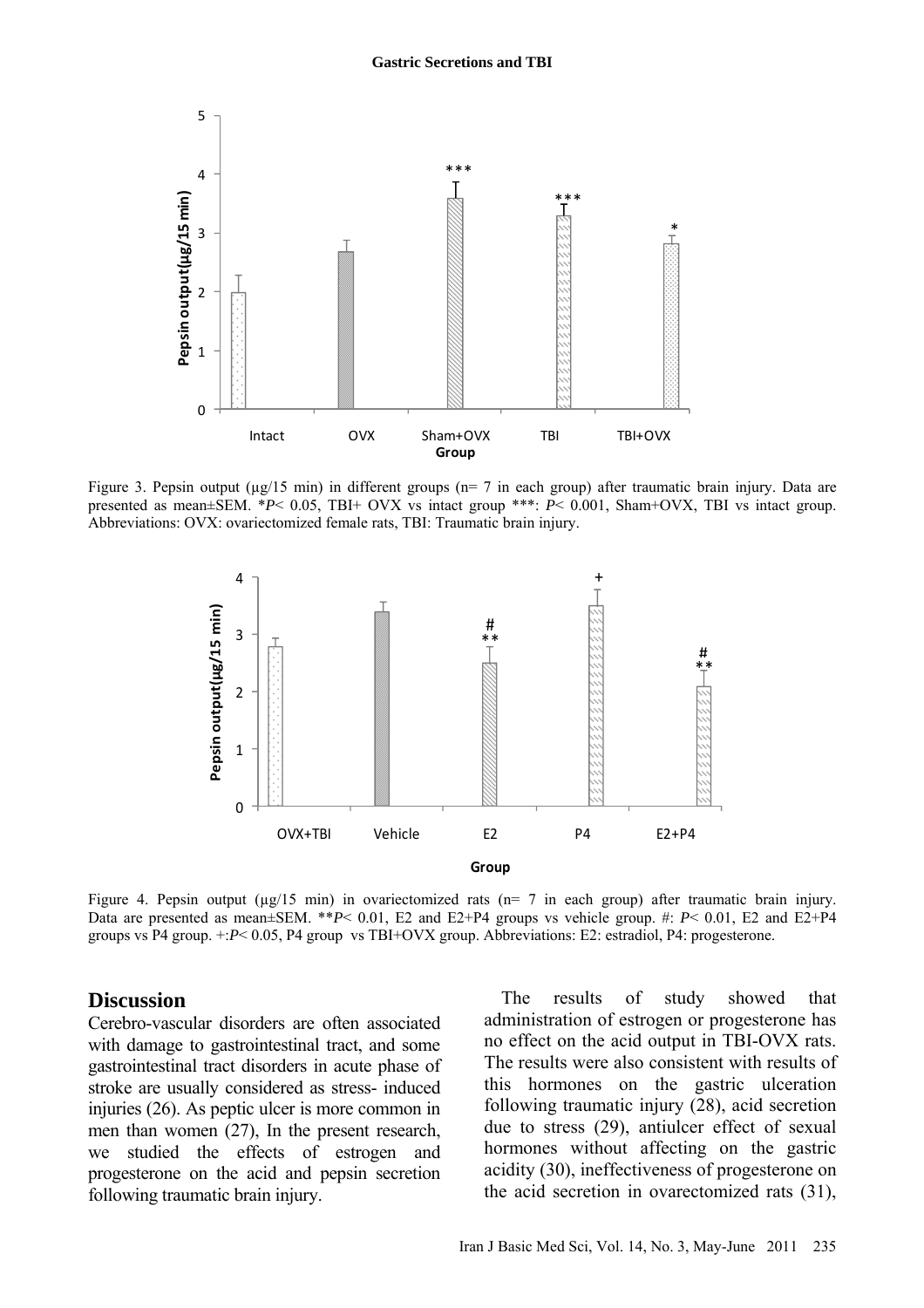Figure 3. Pepsin output (μg/15 min) in different groups (n= 7 in each group) after traumatic brain injury. Data are presented as mean±SEM. *$P$< 0.05, TBI+ OVX vs intact group ***: $P$< 0.001, Sham+OVX, TBI vs intact group. Abbreviations: OVX: ovariectomized female rats, TBI: Traumatic brain injury.

Figure 4. Pepsin output (μg/15 min) in ovariectomized rats (n= 7 in each group) after traumatic brain injury. Data are presented as mean±SEM. **$P$< 0.01, E2 and E2+P4 groups vs vehicle group. #: $P$< 0.01, E2 and E2+P4 groups vs P4 group. +:$P$< 0.05, P4 group vs TBI+OVX group. Abbreviations: E2: estradiol, P4: progesterone.

## Discussion

Cerebro-vascular disorders are often associated with damage to gastrointestinal tract, and some gastrointestinal tract disorders in acute phase of stroke are usually considered as stress- induced injuries (26). As peptic ulcer is more common in men than women (27), In the present research, we studied the effects of estrogen and progesterone on the acid and pepsin secretion following traumatic brain injury.

The results of study showed that administration of estrogen or progesterone has no effect on the acid output in TBI-OVX rats. The results were also consistent with results of this hormones on the gastric ulceration following traumatic injury (28), acid secretion due to stress (29), antiulcer effect of sexual hormones without affecting on the gastric acidity (30), ineffectiveness of progesterone on the acid secretion in ovarectomized rats (31),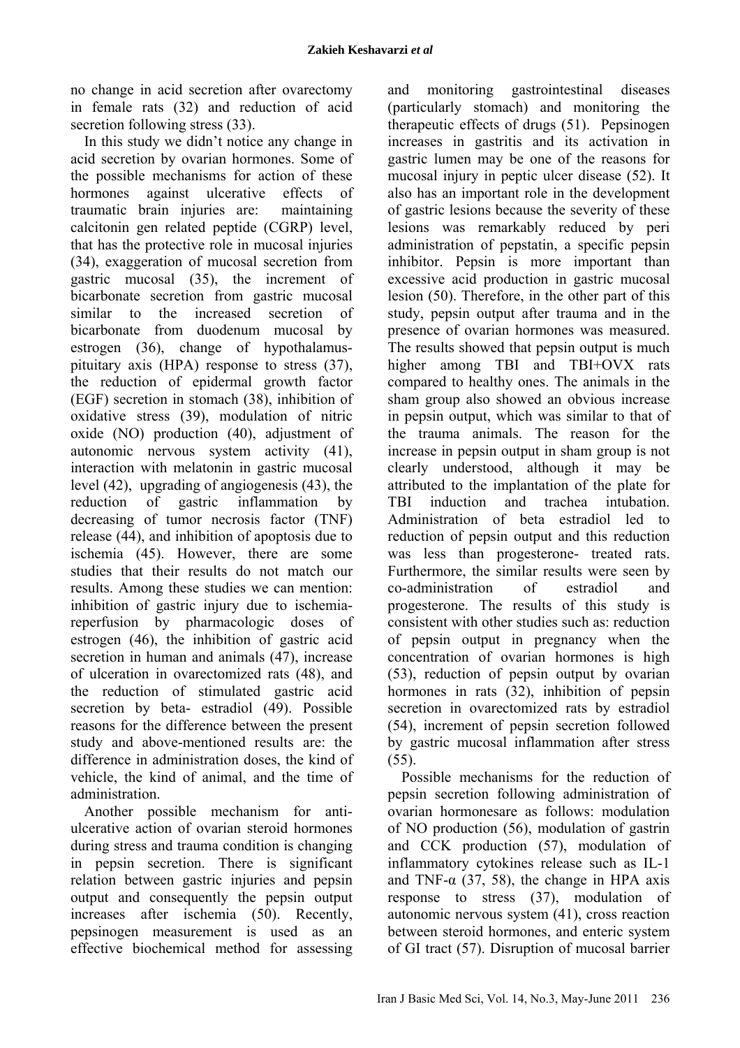no change in acid secretion after ovarectomy in female rats (32) and reduction of acid secretion following stress (33).

In this study we didn't notice any change in acid secretion by ovarian hormones. Some of the possible mechanisms for action of these hormones against ulcerative effects of traumatic brain injuries are: maintaining calcitonin gen related peptide (CGRP) level, that has the protective role in mucosal injuries (34), exaggeration of mucosal secretion from gastric mucosal (35), the increment of bicarbonate secretion from gastric mucosal similar to the increased secretion of bicarbonate from duodenum mucosal by estrogen (36), change of hypothalamus-pituitary axis (HPA) response to stress (37), the reduction of epidermal growth factor (EGF) secretion in stomach (38), inhibition of oxidative stress (39), modulation of nitric oxide (NO) production (40), adjustment of autonomic nervous system activity (41), interaction with melatonin in gastric mucosal level (42), upgrading of angiogenesis (43), the reduction of gastric inflammation by decreasing of tumor necrosis factor (TNF) release (44), and inhibition of apoptosis due to ischemia (45). However, there are some studies that their results do not match our results. Among these studies we can mention: inhibition of gastric injury due to ischemia-reperfusion by pharmacologic doses of estrogen (46), the inhibition of gastric acid secretion in human and animals (47), increase of ulceration in ovarectomized rats (48), and the reduction of stimulated gastric acid secretion by beta- estradiol (49). Possible reasons for the difference between the present study and above-mentioned results are: the difference in administration doses, the kind of vehicle, the kind of animal, and the time of administration.

Another possible mechanism for anti-ulcerative action of ovarian steroid hormones during stress and trauma condition is changing in pepsin secretion. There is significant relation between gastric injuries and pepsin output and consequently the pepsin output increases after ischemia (50). Recently, pepsinogen measurement is used as an effective biochemical method for assessing and monitoring gastrointestinal diseases (particularly stomach) and monitoring the therapeutic effects of drugs (51). Pepsinogen increases in gastritis and its activation in gastric lumen may be one of the reasons for mucosal injury in peptic ulcer disease (52). It also has an important role in the development of gastric lesions because the severity of these lesions was remarkably reduced by peri administration of pepstatin, a specific pepsin inhibitor. Pepsin is more important than excessive acid production in gastric mucosal lesion (50). Therefore, in the other part of this study, pepsin output after trauma and in the presence of ovarian hormones was measured. The results showed that pepsin output is much higher among TBI and TBI+OVX rats compared to healthy ones. The animals in the sham group also showed an obvious increase in pepsin output, which was similar to that of the trauma animals. The reason for the increase in pepsin output in sham group is not clearly understood, although it may be attributed to the implantation of the plate for TBI induction and trachea intubation. Administration of beta estradiol led to reduction of pepsin output and this reduction was less than progesterone- treated rats. Furthermore, the similar results were seen by co-administration of estradiol and progesterone. The results of this study is consistent with other studies such as: reduction of pepsin output in pregnancy when the concentration of ovarian hormones is high (53), reduction of pepsin output by ovarian hormones in rats (32), inhibition of pepsin secretion in ovarectomized rats by estradiol (54), increment of pepsin secretion followed by gastric mucosal inflammation after stress (55).

Possible mechanisms for the reduction of pepsin secretion following administration of ovarian hormonesare as follows: modulation of NO production (56), modulation of gastrin and CCK production (57), modulation of inflammatory cytokines release such as IL-1 and TNF-α (37, 58), the change in HPA axis response to stress (37), modulation of autonomic nervous system (41), cross reaction between steroid hormones, and enteric system of GI tract (57). Disruption of mucosal barrier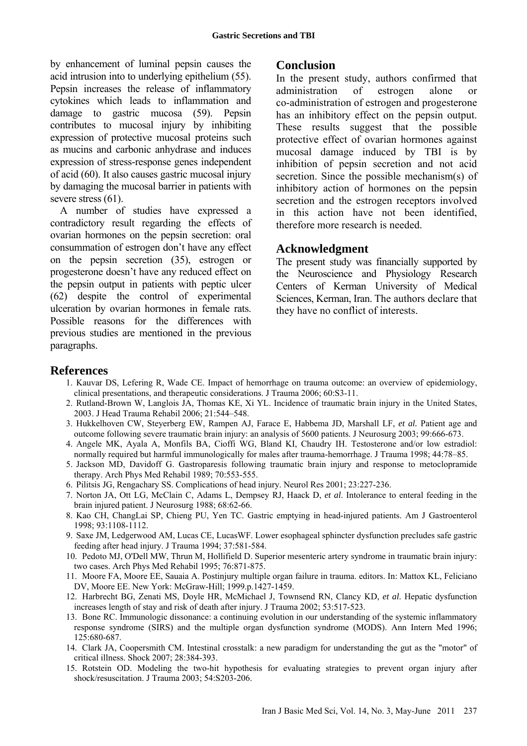by enhancement of luminal pepsin causes the acid intrusion into to underlying epithelium (55). Pepsin increases the release of inflammatory cytokines which leads to inflammation and damage to gastric mucosa (59). Pepsin contributes to mucosal injury by inhibiting expression of protective mucosal proteins such as mucins and carbonic anhydrase and induces expression of stress-response genes independent of acid (60). It also causes gastric mucosal injury by damaging the mucosal barrier in patients with severe stress (61).

A number of studies have expressed a contradictory result regarding the effects of ovarian hormones on the pepsin secretion: oral consummation of estrogen don't have any effect on the pepsin secretion (35), estrogen or progesterone doesn't have any reduced effect on the pepsin output in patients with peptic ulcer (62) despite the control of experimental ulceration by ovarian hormones in female rats. Possible reasons for the differences with previous studies are mentioned in the previous paragraphs.

## Conclusion

In the present study, authors confirmed that administration of estrogen alone or co-administration of estrogen and progesterone has an inhibitory effect on the pepsin output. These results suggest that the possible protective effect of ovarian hormones against mucosal damage induced by TBI is by inhibition of pepsin secretion and not acid secretion. Since the possible mechanism(s) of inhibitory action of hormones on the pepsin secretion and the estrogen receptors involved in this action have not been identified, therefore more research is needed.

## Acknowledgment

The present study was financially supported by the Neuroscience and Physiology Research Centers of Kerman University of Medical Sciences, Kerman, Iran. The authors declare that they have no conflict of interests.

## References

1. Kauvar DS, Lefering R, Wade CE. Impact of hemorrhage on trauma outcome: an overview of epidemiology, clinical presentations, and therapeutic considerations. J Trauma 2006; 60:S3-11.
2. Rutland-Brown W, Langlois JA, Thomas KE, Xi YL. Incidence of traumatic brain injury in the United States, 2003. J Head Trauma Rehabil 2006; 21:544–548.
3. Hukkelhoven CW, Steyerberg EW, Rampen AJ, Farace E, Habbema JD, Marshall LF, *et al.* Patient age and outcome following severe traumatic brain injury: an analysis of 5600 patients. J Neurosurg 2003; 99:666-673.
4. Angele MK, Ayala A, Monfils BA, Cioffi WG, Bland KI, Chaudry IH. Testosterone and/or low estradiol: normally required but harmful immunologically for males after trauma-hemorrhage. J Trauma 1998; 44:78–85.
5. Jackson MD, Davidoff G. Gastroparesis following traumatic brain injury and response to metoclopramide therapy. Arch Phys Med Rehabil 1989; 70:553-555.
6. Pilitsis JG, Rengachary SS. Complications of head injury. Neurol Res 2001; 23:227-236.
7. Norton JA, Ott LG, McClain C, Adams L, Dempsey RJ, Haack D, *et al*. Intolerance to enteral feeding in the brain injured patient. J Neurosurg 1988; 68:62-66.
8. Kao CH, ChangLai SP, Chieng PU, Yen TC. Gastric emptying in head-injured patients. Am J Gastroenterol 1998; 93:1108-1112.
9. Saxe JM, Ledgerwood AM, Lucas CE, LucasWF. Lower esophageal sphincter dysfunction precludes safe gastric feeding after head injury. J Trauma 1994; 37:581-584.
10. Pedoto MJ, O'Dell MW, Thrun M, Hollifield D. Superior mesenteric artery syndrome in traumatic brain injury: two cases. Arch Phys Med Rehabil 1995; 76:871-875.
11. Moore FA, Moore EE, Sauaia A. Postinjury multiple organ failure in trauma. editors. In: Mattox KL, Feliciano DV, Moore EE. New York: McGraw-Hill; 1999.p.1427-1459.
12. Harbrecht BG, Zenati MS, Doyle HR, McMichael J, Townsend RN, Clancy KD, *et al*. Hepatic dysfunction increases length of stay and risk of death after injury. J Trauma 2002; 53:517-523.
13. Bone RC. Immunologic dissonance: a continuing evolution in our understanding of the systemic inflammatory response syndrome (SIRS) and the multiple organ dysfunction syndrome (MODS). Ann Intern Med 1996; 125:680-687.
14. Clark JA, Coopersmith CM. Intestinal crosstalk: a new paradigm for understanding the gut as the "motor" of critical illness. Shock 2007; 28:384-393.
15. Rotstein OD. Modeling the two-hit hypothesis for evaluating strategies to prevent organ injury after shock/resuscitation. J Trauma 2003; 54:S203-206.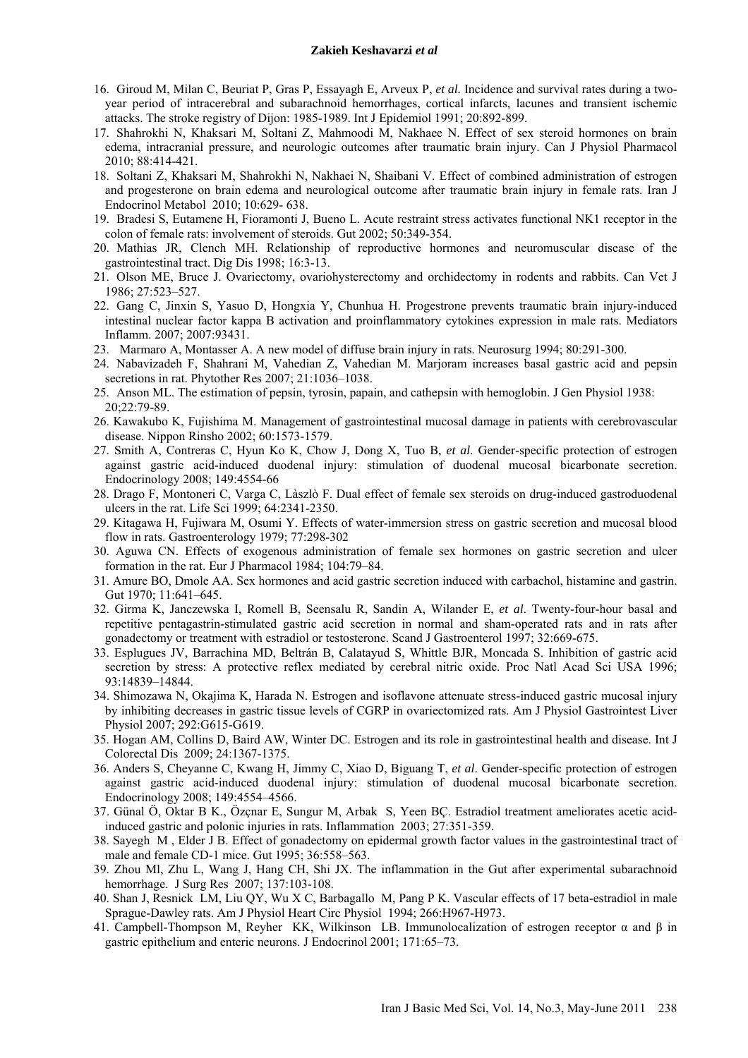16. Giroud M, Milan C, Beuriat P, Gras P, Essayagh E, Arveux P, *et al.* Incidence and survival rates during a two-year period of intracerebral and subarachnoid hemorrhages, cortical infarcts, lacunes and transient ischemic attacks. The stroke registry of Dijon: 1985-1989. Int J Epidemiol 1991; 20:892-899.
17. Shahrokhi N, Khaksari M, Soltani Z, Mahmoodi M, Nakhaee N. Effect of sex steroid hormones on brain edema, intracranial pressure, and neurologic outcomes after traumatic brain injury. Can J Physiol Pharmacol 2010; 88:414-421.
18. Soltani Z, Khaksari M, Shahrokhi N, Nakhaei N, Shaibani V. Effect of combined administration of estrogen and progesterone on brain edema and neurological outcome after traumatic brain injury in female rats. Iran J Endocrinol Metabol 2010; 10:629- 638.
19. Bradesi S, Eutamene H, Fioramonti J, Bueno L. Acute restraint stress activates functional NK1 receptor in the colon of female rats: involvement of steroids. Gut 2002; 50:349-354.
20. Mathias JR, Clench MH. Relationship of reproductive hormones and neuromuscular disease of the gastrointestinal tract. Dig Dis 1998; 16:3-13.
21. Olson ME, Bruce J. Ovariectomy, ovariohysterectomy and orchidectomy in rodents and rabbits. Can Vet J 1986; 27:523–527.
22. Gang C, Jinxin S, Yasuo D, Hongxia Y, Chunhua H. Progestrone prevents traumatic brain injury-induced intestinal nuclear factor kappa B activation and proinflammatory cytokines expression in male rats. Mediators Inflamm. 2007; 2007:93431.
23. Marmaro A, Montasser A. A new model of diffuse brain injury in rats. Neurosurg 1994; 80:291-300.
24. Nabavizadeh F, Shahrani M, Vahedian Z, Vahedian M. Marjoram increases basal gastric acid and pepsin secretions in rat. Phytother Res 2007; 21:1036–1038.
25. Anson ML. The estimation of pepsin, tyrosin, papain, and cathepsin with hemoglobin. J Gen Physiol 1938: 20;22:79-89.
26. Kawakubo K, Fujishima M. Management of gastrointestinal mucosal damage in patients with cerebrovascular disease. Nippon Rinsho 2002; 60:1573-1579.
27. Smith A, Contreras C, Hyun Ko K, Chow J, Dong X, Tuo B, *et al*. Gender-specific protection of estrogen against gastric acid-induced duodenal injury: stimulation of duodenal mucosal bicarbonate secretion. Endocrinology 2008; 149:4554-66
28. Drago F, Montoneri C, Varga C, Làszlò F. Dual effect of female sex steroids on drug-induced gastroduodenal ulcers in the rat. Life Sci 1999; 64:2341-2350.
29. Kitagawa H, Fujiwara M, Osumi Y. Effects of water-immersion stress on gastric secretion and mucosal blood flow in rats. Gastroenterology 1979; 77:298-302
30. Aguwa CN. Effects of exogenous administration of female sex hormones on gastric secretion and ulcer formation in the rat. Eur J Pharmacol 1984; 104:79–84.
31. Amure BO, Dmole AA. Sex hormones and acid gastric secretion induced with carbachol, histamine and gastrin. Gut 1970; 11:641–645.
32. Girma K, Janczewska I, Romell B, Seensalu R, Sandin A, Wilander E, *et al*. Twenty-four-hour basal and repetitive pentagastrin-stimulated gastric acid secretion in normal and sham-operated rats and in rats after gonadectomy or treatment with estradiol or testosterone. Scand J Gastroenterol 1997; 32:669-675.
33. Esplugues JV, Barrachina MD, Beltrán B, Calatayud S, Whittle BJR, Moncada S. Inhibition of gastric acid secretion by stress: A protective reflex mediated by cerebral nitric oxide. Proc Natl Acad Sci USA 1996; 93:14839–14844.
34. Shimozawa N, Okajima K, Harada N. Estrogen and isoflavone attenuate stress-induced gastric mucosal injury by inhibiting decreases in gastric tissue levels of CGRP in ovariectomized rats. Am J Physiol Gastrointest Liver Physiol 2007; 292:G615-G619.
35. Hogan AM, Collins D, Baird AW, Winter DC. Estrogen and its role in gastrointestinal health and disease. Int J Colorectal Dis 2009; 24:1367-1375.
36. Anders S, Cheyanne C, Kwang H, Jimmy C, Xiao D, Biguang T, *et al*. Gender-specific protection of estrogen against gastric acid-induced duodenal injury: stimulation of duodenal mucosal bicarbonate secretion. Endocrinology 2008; 149:4554–4566.
37. Günal Ö, Oktar B K., Özçnar E, Sungur M, Arbak S, Yeen BÇ. Estradiol treatment ameliorates acetic acid-induced gastric and polonic injuries in rats. Inflammation 2003; 27:351-359.
38. Sayegh M , Elder J B. Effect of gonadectomy on epidermal growth factor values in the gastrointestinal tract of male and female CD-1 mice. Gut 1995; 36:558–563.
39. Zhou Ml, Zhu L, Wang J, Hang CH, Shi JX. The inflammation in the Gut after experimental subarachnoid hemorrhage. J Surg Res 2007; 137:103-108.
40. Shan J, Resnick LM, Liu QY, Wu X C, Barbagallo M, Pang P K. Vascular effects of 17 beta-estradiol in male Sprague-Dawley rats. Am J Physiol Heart Circ Physiol 1994; 266:H967-H973.
41. Campbell-Thompson M, Reyher KK, Wilkinson LB. Immunolocalization of estrogen receptor α and β in gastric epithelium and enteric neurons. J Endocrinol 2001; 171:65–73.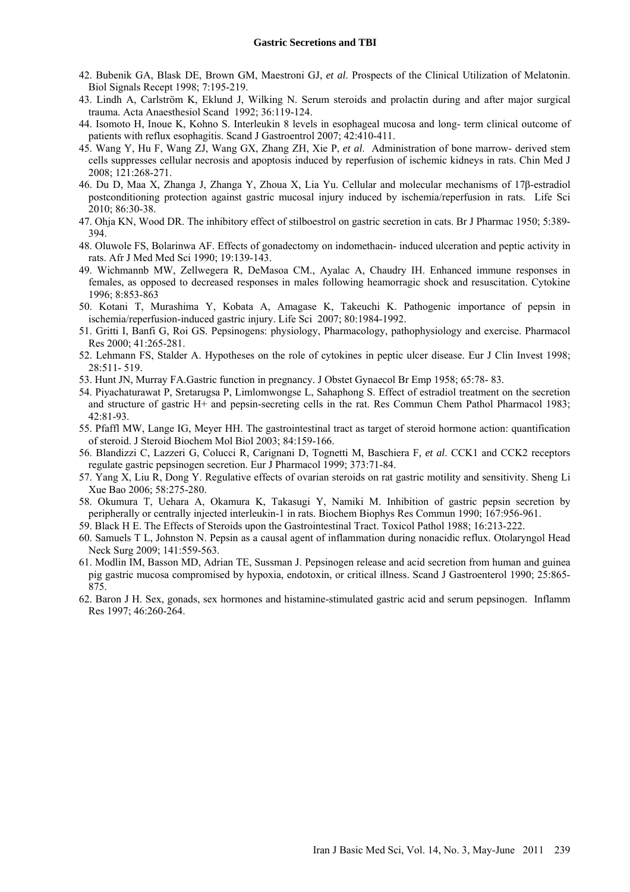42. Bubenik GA, Blask DE, Brown GM, Maestroni GJ, *et al*. Prospects of the Clinical Utilization of Melatonin. Biol Signals Recept 1998; 7:195-219.
43. Lindh A, Carlström K, Eklund J, Wilking N. Serum steroids and prolactin during and after major surgical trauma. Acta Anaesthesiol Scand 1992; 36:119-124.
44. Isomoto H, Inoue K, Kohno S. Interleukin 8 levels in esophageal mucosa and long- term clinical outcome of patients with reflux esophagitis. Scand J Gastroentrol 2007; 42:410-411.
45. Wang Y, Hu F, Wang ZJ, Wang GX, Zhang ZH, Xie P, *et al*. Administration of bone marrow- derived stem cells suppresses cellular necrosis and apoptosis induced by reperfusion of ischemic kidneys in rats. Chin Med J 2008; 121:268-271.
46. Du D, Maa X, Zhanga J, Zhanga Y, Zhoua X, Lia Yu. Cellular and molecular mechanisms of 17β-estradiol postconditioning protection against gastric mucosal injury induced by ischemia/reperfusion in rats. Life Sci 2010; 86:30-38.
47. Ohja KN, Wood DR. The inhibitory effect of stilboestrol on gastric secretion in cats. Br J Pharmac 1950; 5:389-394.
48. Oluwole FS, Bolarinwa AF. Effects of gonadectomy on indomethacin- induced ulceration and peptic activity in rats. Afr J Med Med Sci 1990; 19:139-143.
49. Wichmannb MW, Zellwegera R, DeMasoa CM., Ayalac A, Chaudry IH. Enhanced immune responses in females, as opposed to decreased responses in males following heamorragic shock and resuscitation. Cytokine 1996; 8:853-863
50. Kotani T, Murashima Y, Kobata A, Amagase K, Takeuchi K. Pathogenic importance of pepsin in ischemia/reperfusion-induced gastric injury. Life Sci 2007; 80:1984-1992.
51. Gritti I, Banfi G, Roi GS. Pepsinogens: physiology, Pharmacology, pathophysiology and exercise. Pharmacol Res 2000; 41:265-281.
52. Lehmann FS, Stalder A. Hypotheses on the role of cytokines in peptic ulcer disease. Eur J Clin Invest 1998; 28:511- 519.
53. Hunt JN, Murray FA.Gastric function in pregnancy. J Obstet Gynaecol Br Emp 1958; 65:78- 83.
54. Piyachaturawat P, Sretarugsa P, Limlomwongse L, Sahaphong S. Effect of estradiol treatment on the secretion and structure of gastric H+ and pepsin-secreting cells in the rat. Res Commun Chem Pathol Pharmacol 1983; 42:81-93.
55. Pfaffl MW, Lange IG, Meyer HH. The gastrointestinal tract as target of steroid hormone action: quantification of steroid. J Steroid Biochem Mol Biol 2003; 84:159-166.
56. Blandizzi C, Lazzeri G, Colucci R, Carignani D, Tognetti M, Baschiera F, *et al*. CCK1 and CCK2 receptors regulate gastric pepsinogen secretion. Eur J Pharmacol 1999; 373:71-84.
57. Yang X, Liu R, Dong Y. Regulative effects of ovarian steroids on rat gastric motility and sensitivity. Sheng Li Xue Bao 2006; 58:275-280.
58. Okumura T, Uehara A, Okamura K, Takasugi Y, Namiki M. Inhibition of gastric pepsin secretion by peripherally or centrally injected interleukin-1 in rats. Biochem Biophys Res Commun 1990; 167:956-961.
59. Black H E. The Effects of Steroids upon the Gastrointestinal Tract. Toxicol Pathol 1988; 16:213-222.
60. Samuels T L, Johnston N. Pepsin as a causal agent of inflammation during nonacidic reflux. Otolaryngol Head Neck Surg 2009; 141:559-563.
61. Modlin IM, Basson MD, Adrian TE, Sussman J. Pepsinogen release and acid secretion from human and guinea pig gastric mucosa compromised by hypoxia, endotoxin, or critical illness. Scand J Gastroenterol 1990; 25:865-875.
62. Baron J H. Sex, gonads, sex hormones and histamine-stimulated gastric acid and serum pepsinogen. Inflamm Res 1997; 46:260-264.